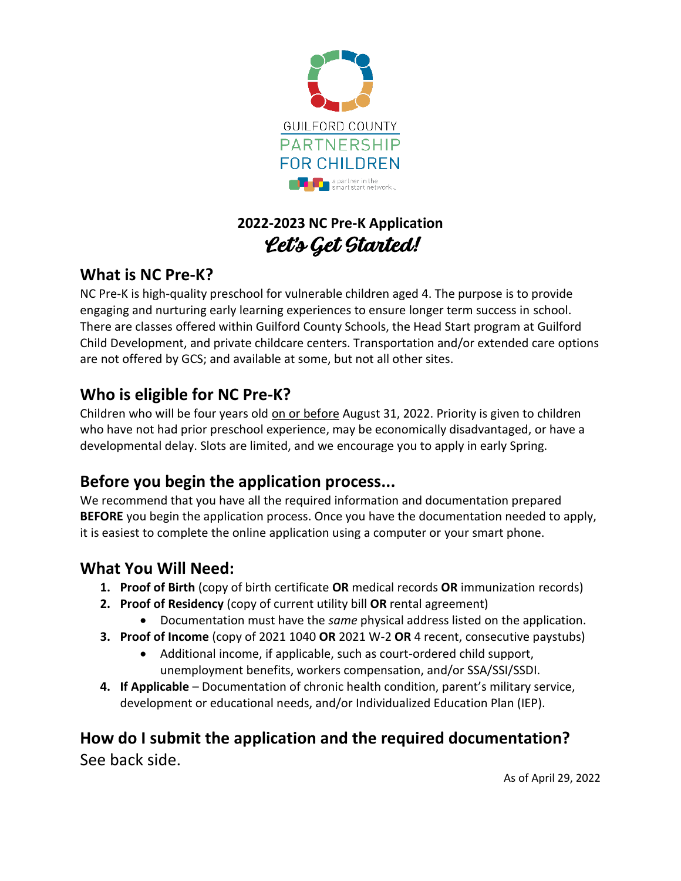GUILFORD COUNTY
PARTNERSHIP
FOR CHILDREN

a partner in the smart start network

# 2022-2023 NC Pre-K Application

*Let's Get Started!*

## What is NC Pre-K?

NC Pre-K is high-quality preschool for vulnerable children aged 4. The purpose is to provide engaging and nurturing early learning experiences to ensure longer term success in school. There are classes offered within Guilford County Schools, the Head Start program at Guilford Child Development, and private childcare centers. Transportation and/or extended care options are not offered by GCS; and available at some, but not all other sites.

## Who is eligible for NC Pre-K?

Children who will be four years old <u>on or before</u> August 31, 2022. Priority is given to children who have not had prior preschool experience, may be economically disadvantaged, or have a developmental delay. Slots are limited, and we encourage you to apply in early Spring.

## Before you begin the application process...

We recommend that you have all the required information and documentation prepared **BEFORE** you begin the application process. Once you have the documentation needed to apply, it is easiest to complete the online application using a computer or your smart phone.

## What You Will Need:

1. **Proof of Birth** (copy of birth certificate **OR** medical records **OR** immunization records)
2. **Proof of Residency** (copy of current utility bill **OR** rental agreement)
   - Documentation must have the *same* physical address listed on the application.
3. **Proof of Income** (copy of 2021 1040 **OR** 2021 W-2 **OR** 4 recent, consecutive paystubs)
   - Additional income, if applicable, such as court-ordered child support, unemployment benefits, workers compensation, and/or SSA/SSI/SSDI.
4. **If Applicable** – Documentation of chronic health condition, parent's military service, development or educational needs, and/or Individualized Education Plan (IEP).

## How do I submit the application and the required documentation?

See back side.

As of April 29, 2022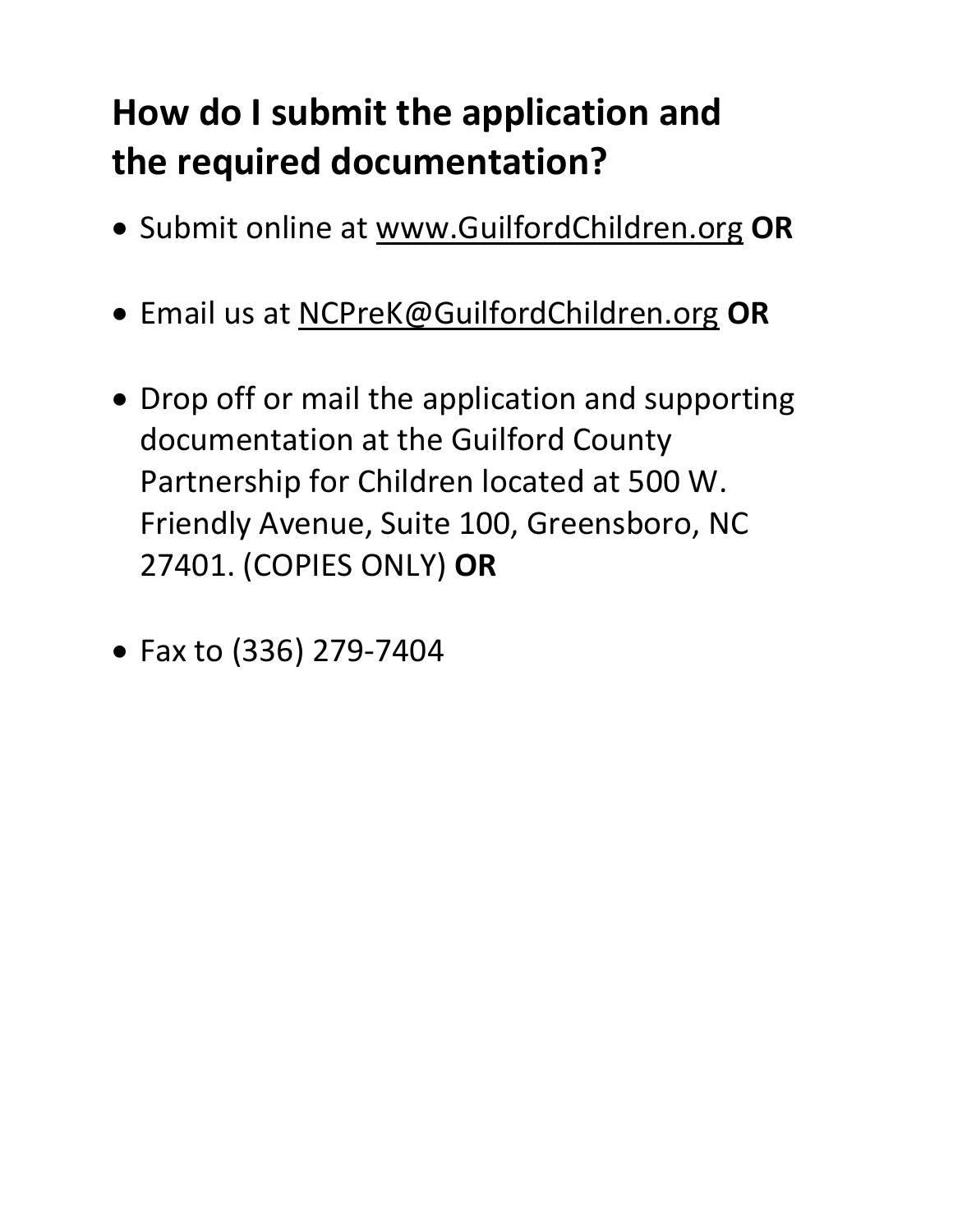## How do I submit the application and the required documentation?

- Submit online at www.GuilfordChildren.org **OR**
- Email us at NCPreK@GuilfordChildren.org **OR**
- Drop off or mail the application and supporting documentation at the Guilford County Partnership for Children located at 500 W. Friendly Avenue, Suite 100, Greensboro, NC 27401. (COPIES ONLY) **OR**
- Fax to (336) 279-7404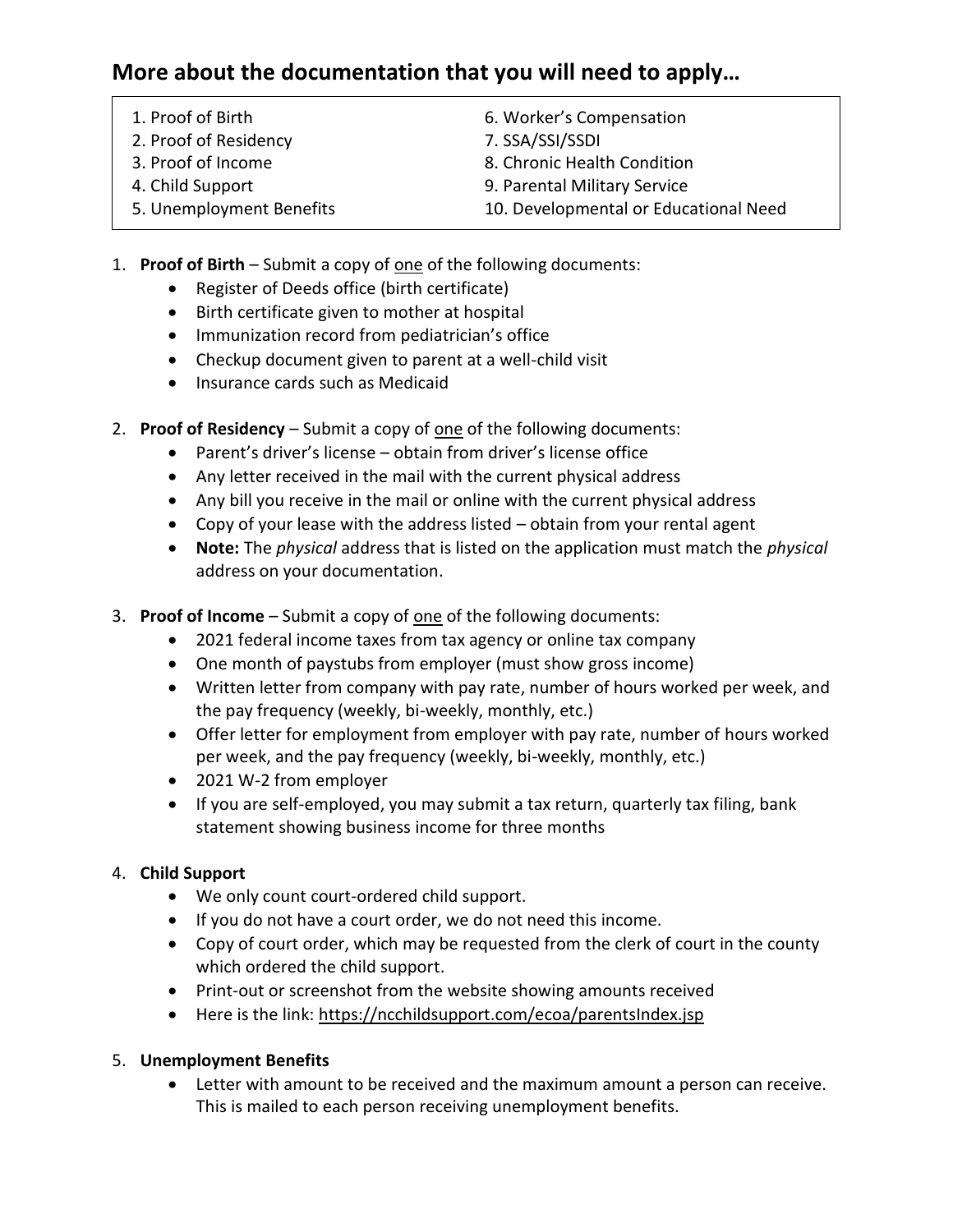## More about the documentation that you will need to apply…

1. Proof of Birth
2. Proof of Residency
3. Proof of Income
4. Child Support
5. Unemployment Benefits
6. Worker's Compensation
7. SSA/SSI/SSDI
8. Chronic Health Condition
9. Parental Military Service
10. Developmental or Educational Need

1. **Proof of Birth** – Submit a copy of <u>one</u> of the following documents:
    - Register of Deeds office (birth certificate)
    - Birth certificate given to mother at hospital
    - Immunization record from pediatrician's office
    - Checkup document given to parent at a well-child visit
    - Insurance cards such as Medicaid

2. **Proof of Residency** – Submit a copy of <u>one</u> of the following documents:
    - Parent's driver's license – obtain from driver's license office
    - Any letter received in the mail with the current physical address
    - Any bill you receive in the mail or online with the current physical address
    - Copy of your lease with the address listed – obtain from your rental agent
    - **Note:** The *physical* address that is listed on the application must match the *physical* address on your documentation.

3. **Proof of Income** – Submit a copy of <u>one</u> of the following documents:
    - 2021 federal income taxes from tax agency or online tax company
    - One month of paystubs from employer (must show gross income)
    - Written letter from company with pay rate, number of hours worked per week, and the pay frequency (weekly, bi-weekly, monthly, etc.)
    - Offer letter for employment from employer with pay rate, number of hours worked per week, and the pay frequency (weekly, bi-weekly, monthly, etc.)
    - 2021 W-2 from employer
    - If you are self-employed, you may submit a tax return, quarterly tax filing, bank statement showing business income for three months

4. **Child Support**
    - We only count court-ordered child support.
    - If you do not have a court order, we do not need this income.
    - Copy of court order, which may be requested from the clerk of court in the county which ordered the child support.
    - Print-out or screenshot from the website showing amounts received
    - Here is the link: https://ncchildsupport.com/ecoa/parentsIndex.jsp

5. **Unemployment Benefits**
    - Letter with amount to be received and the maximum amount a person can receive. This is mailed to each person receiving unemployment benefits.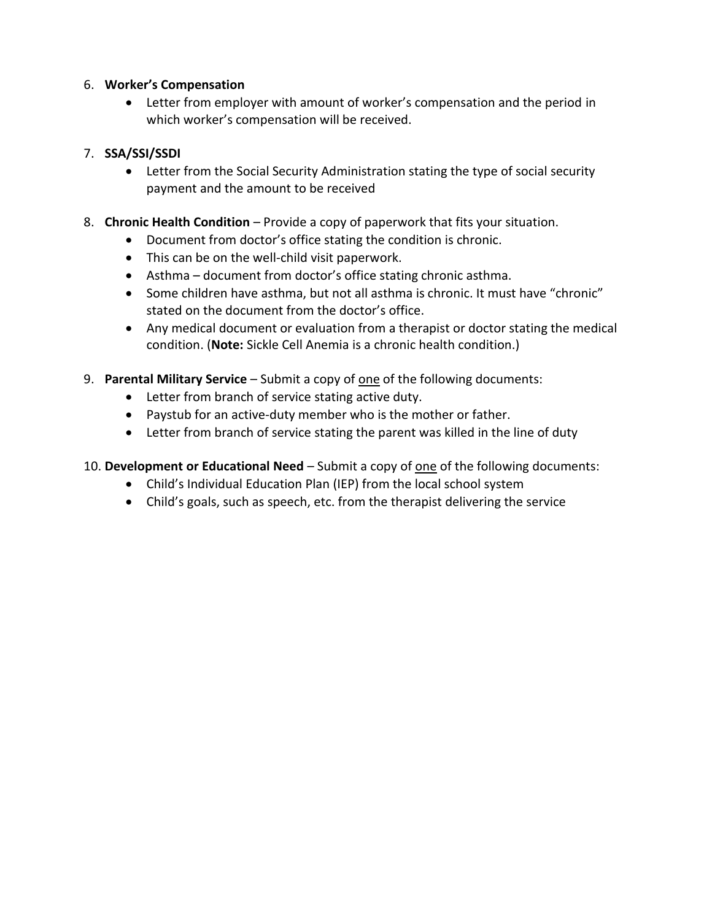6. **Worker's Compensation**
    - Letter from employer with amount of worker's compensation and the period in which worker's compensation will be received.

7. **SSA/SSI/SSDI**
    - Letter from the Social Security Administration stating the type of social security payment and the amount to be received

8. **Chronic Health Condition** – Provide a copy of paperwork that fits your situation.
    - Document from doctor's office stating the condition is chronic.
    - This can be on the well-child visit paperwork.
    - Asthma – document from doctor's office stating chronic asthma.
    - Some children have asthma, but not all asthma is chronic. It must have "chronic" stated on the document from the doctor's office.
    - Any medical document or evaluation from a therapist or doctor stating the medical condition. (**Note:** Sickle Cell Anemia is a chronic health condition.)

9. **Parental Military Service** – Submit a copy of <u>one</u> of the following documents:
    - Letter from branch of service stating active duty.
    - Paystub for an active-duty member who is the mother or father.
    - Letter from branch of service stating the parent was killed in the line of duty

10. **Development or Educational Need** – Submit a copy of <u>one</u> of the following documents:
    - Child's Individual Education Plan (IEP) from the local school system
    - Child's goals, such as speech, etc. from the therapist delivering the service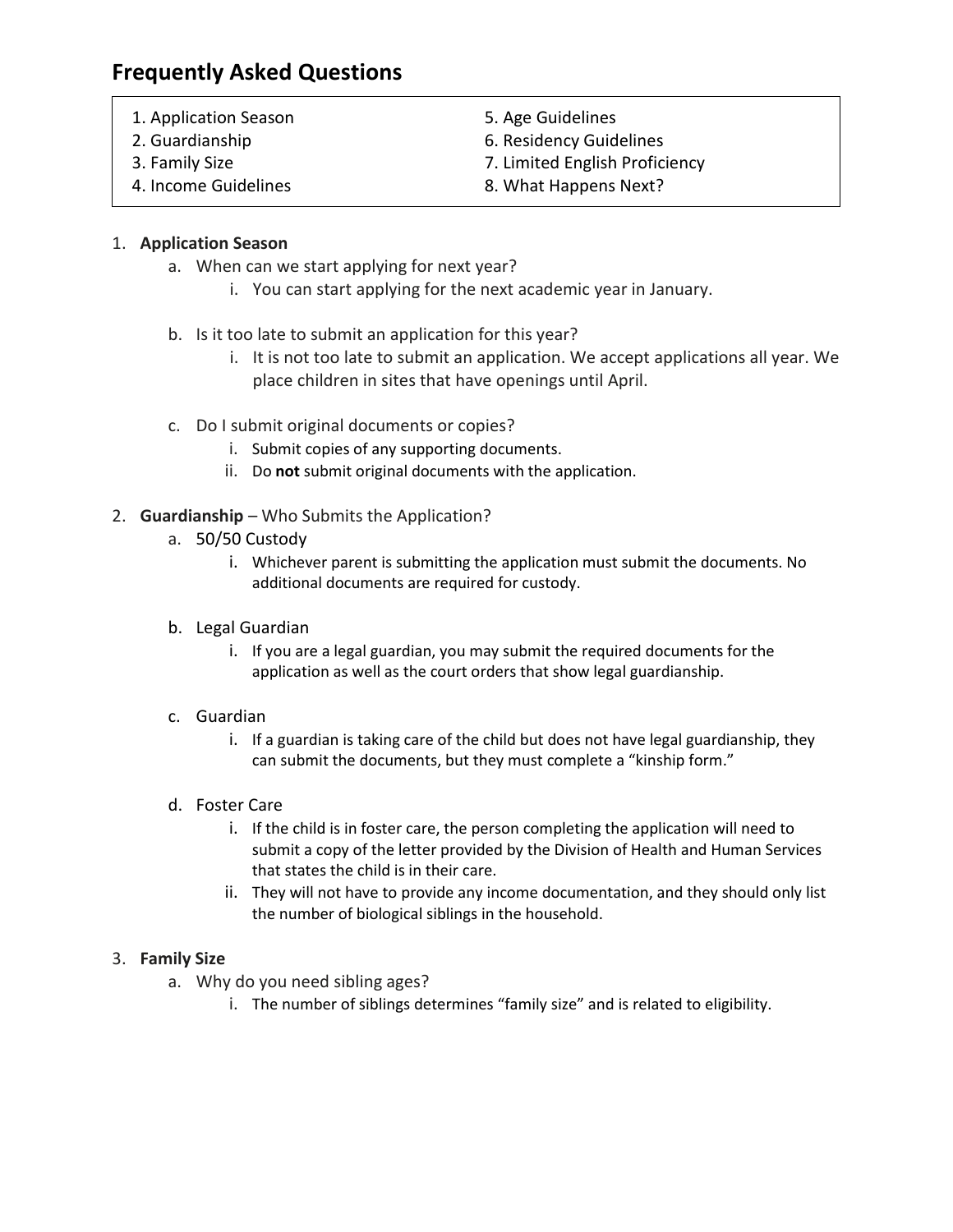# Frequently Asked Questions

| | |
|---|---|
| 1. Application Season | 5. Age Guidelines |
| 2. Guardianship | 6. Residency Guidelines |
| 3. Family Size | 7. Limited English Proficiency |
| 4. Income Guidelines | 8. What Happens Next? |

1. **Application Season**
   a. When can we start applying for next year?
      i. You can start applying for the next academic year in January.

   b. Is it too late to submit an application for this year?
      i. It is not too late to submit an application. We accept applications all year. We place children in sites that have openings until April.

   c. Do I submit original documents or copies?
      i. Submit copies of any supporting documents.
      ii. Do **not** submit original documents with the application.

2. **Guardianship** – Who Submits the Application?
   a. 50/50 Custody
      i. Whichever parent is submitting the application must submit the documents. No additional documents are required for custody.

   b. Legal Guardian
      i. If you are a legal guardian, you may submit the required documents for the application as well as the court orders that show legal guardianship.

   c. Guardian
      i. If a guardian is taking care of the child but does not have legal guardianship, they can submit the documents, but they must complete a "kinship form."

   d. Foster Care
      i. If the child is in foster care, the person completing the application will need to submit a copy of the letter provided by the Division of Health and Human Services that states the child is in their care.
      ii. They will not have to provide any income documentation, and they should only list the number of biological siblings in the household.

3. **Family Size**
   a. Why do you need sibling ages?
      i. The number of siblings determines "family size" and is related to eligibility.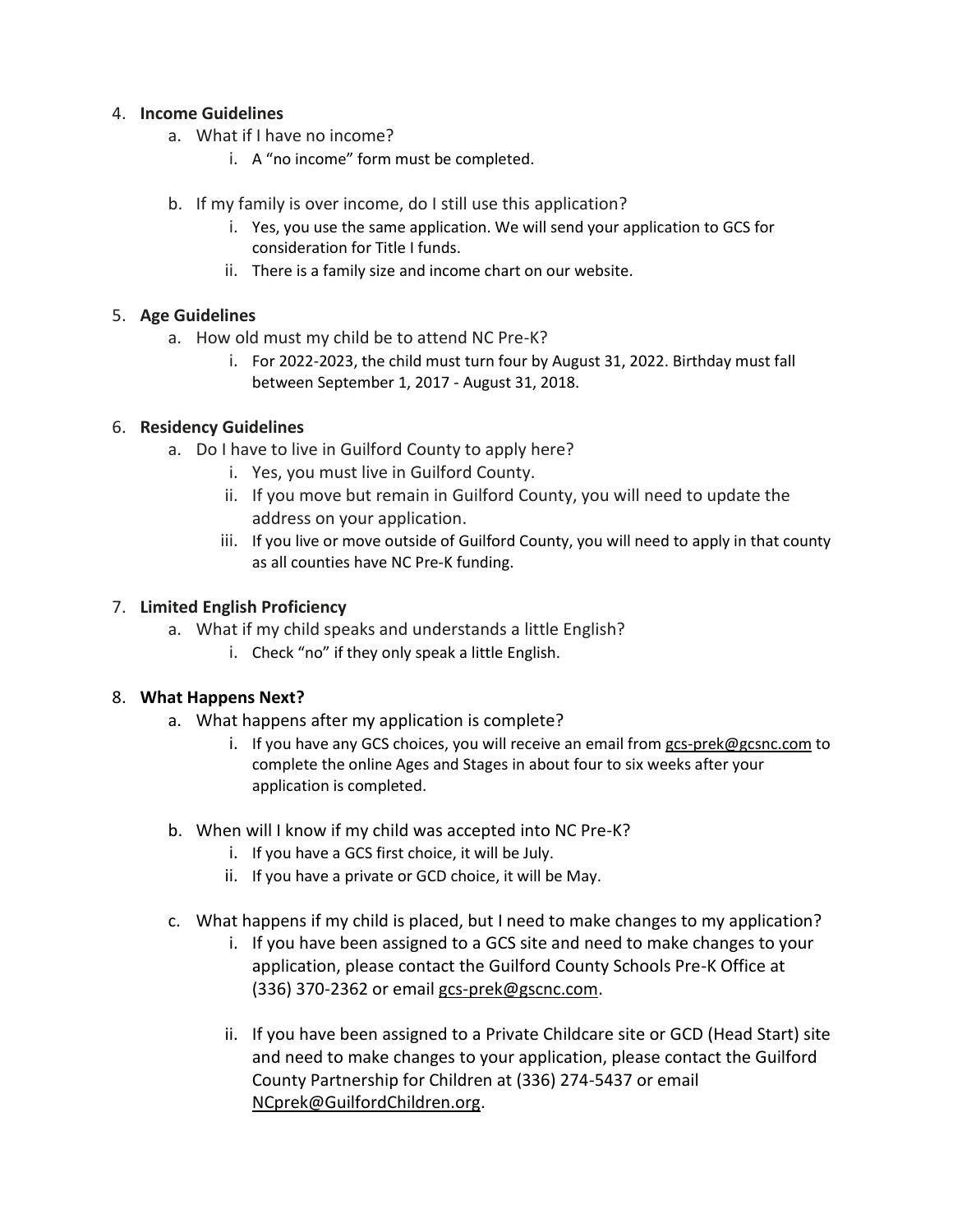4. **Income Guidelines**
    a. What if I have no income?
        i. A "no income" form must be completed.

    b. If my family is over income, do I still use this application?
        i. Yes, you use the same application. We will send your application to GCS for consideration for Title I funds.
        ii. There is a family size and income chart on our website.

5. **Age Guidelines**
    a. How old must my child be to attend NC Pre-K?
        i. For 2022-2023, the child must turn four by August 31, 2022. Birthday must fall between September 1, 2017 - August 31, 2018.

6. **Residency Guidelines**
    a. Do I have to live in Guilford County to apply here?
        i. Yes, you must live in Guilford County.
        ii. If you move but remain in Guilford County, you will need to update the address on your application.
        iii. If you live or move outside of Guilford County, you will need to apply in that county as all counties have NC Pre-K funding.

7. **Limited English Proficiency**
    a. What if my child speaks and understands a little English?
        i. Check "no" if they only speak a little English.

8. **What Happens Next?**
    a. What happens after my application is complete?
        i. If you have any GCS choices, you will receive an email from gcs-prek@gcsnc.com to complete the online Ages and Stages in about four to six weeks after your application is completed.

    b. When will I know if my child was accepted into NC Pre-K?
        i. If you have a GCS first choice, it will be July.
        ii. If you have a private or GCD choice, it will be May.

    c. What happens if my child is placed, but I need to make changes to my application?
        i. If you have been assigned to a GCS site and need to make changes to your application, please contact the Guilford County Schools Pre-K Office at (336) 370-2362 or email gcs-prek@gscnc.com.

        ii. If you have been assigned to a Private Childcare site or GCD (Head Start) site and need to make changes to your application, please contact the Guilford County Partnership for Children at (336) 274-5437 or email NCprek@GuilfordChildren.org.